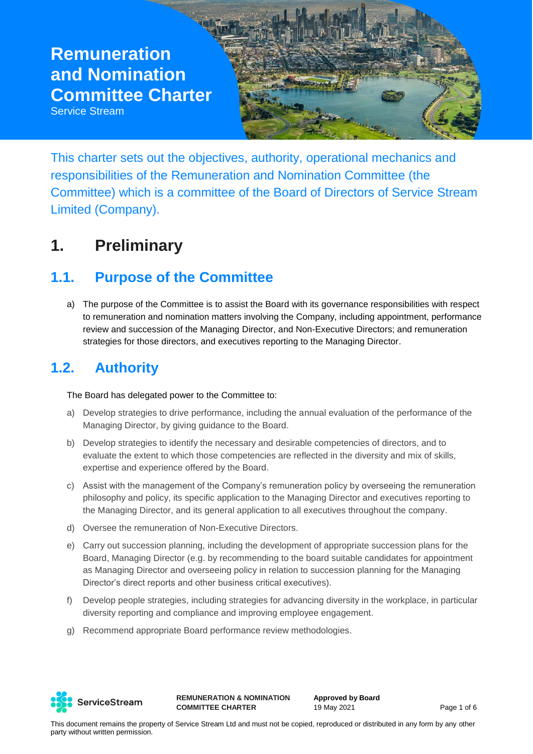# Remuneration and Nomination Committee Charter

Service Stream

This charter sets out the objectives, authority, operational mechanics and responsibilities of the Remuneration and Nomination Committee (the Committee) which is a committee of the Board of Directors of Service Stream Limited (Company).

## 1. Preliminary

### 1.1. Purpose of the Committee

a) The purpose of the Committee is to assist the Board with its governance responsibilities with respect to remuneration and nomination matters involving the Company, including appointment, performance review and succession of the Managing Director, and Non-Executive Directors; and remuneration strategies for those directors, and executives reporting to the Managing Director.

### 1.2. Authority

The Board has delegated power to the Committee to:

a) Develop strategies to drive performance, including the annual evaluation of the performance of the Managing Director, by giving guidance to the Board.

b) Develop strategies to identify the necessary and desirable competencies of directors, and to evaluate the extent to which those competencies are reflected in the diversity and mix of skills, expertise and experience offered by the Board.

c) Assist with the management of the Company's remuneration policy by overseeing the remuneration philosophy and policy, its specific application to the Managing Director and executives reporting to the Managing Director, and its general application to all executives throughout the company.

d) Oversee the remuneration of Non-Executive Directors.

e) Carry out succession planning, including the development of appropriate succession plans for the Board, Managing Director (e.g. by recommending to the board suitable candidates for appointment as Managing Director and overseeing policy in relation to succession planning for the Managing Director's direct reports and other business critical executives).

f) Develop people strategies, including strategies for advancing diversity in the workplace, in particular diversity reporting and compliance and improving employee engagement.

g) Recommend appropriate Board performance review methodologies.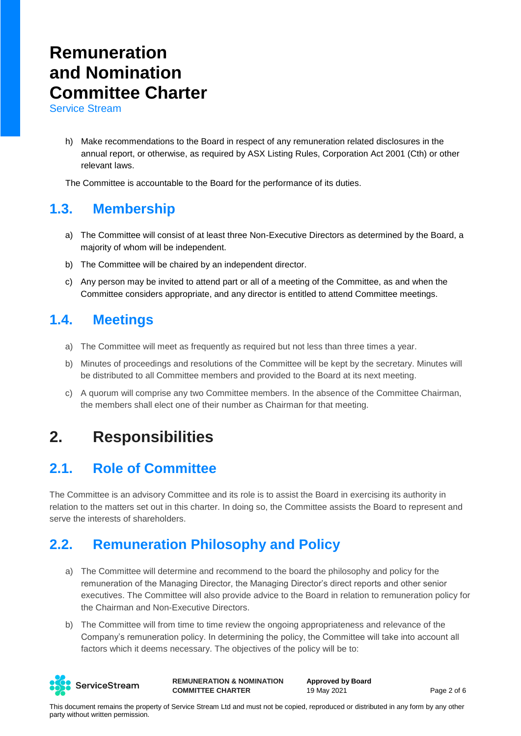h) Make recommendations to the Board in respect of any remuneration related disclosures in the annual report, or otherwise, as required by ASX Listing Rules, Corporation Act 2001 (Cth) or other relevant laws.

The Committee is accountable to the Board for the performance of its duties.

## 1.3. Membership

a) The Committee will consist of at least three Non-Executive Directors as determined by the Board, a majority of whom will be independent.

b) The Committee will be chaired by an independent director.

c) Any person may be invited to attend part or all of a meeting of the Committee, as and when the Committee considers appropriate, and any director is entitled to attend Committee meetings.

## 1.4. Meetings

a) The Committee will meet as frequently as required but not less than three times a year.

b) Minutes of proceedings and resolutions of the Committee will be kept by the secretary. Minutes will be distributed to all Committee members and provided to the Board at its next meeting.

c) A quorum will comprise any two Committee members. In the absence of the Committee Chairman, the members shall elect one of their number as Chairman for that meeting.

# 2. Responsibilities

## 2.1. Role of Committee

The Committee is an advisory Committee and its role is to assist the Board in exercising its authority in relation to the matters set out in this charter. In doing so, the Committee assists the Board to represent and serve the interests of shareholders.

## 2.2. Remuneration Philosophy and Policy

a) The Committee will determine and recommend to the board the philosophy and policy for the remuneration of the Managing Director, the Managing Director's direct reports and other senior executives. The Committee will also provide advice to the Board in relation to remuneration policy for the Chairman and Non-Executive Directors.

b) The Committee will from time to time review the ongoing appropriateness and relevance of the Company's remuneration policy. In determining the policy, the Committee will take into account all factors which it deems necessary. The objectives of the policy will be to: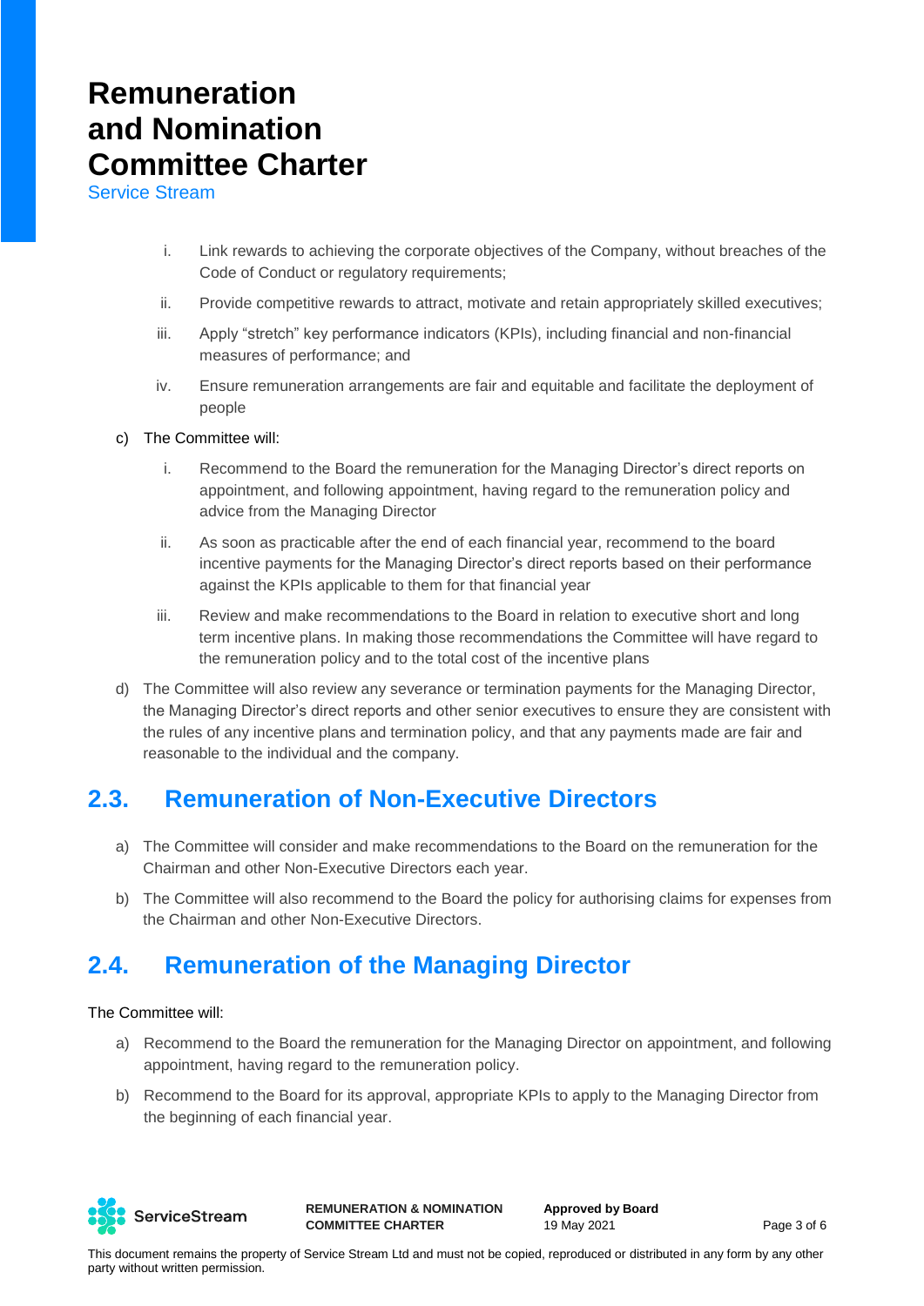i. Link rewards to achieving the corporate objectives of the Company, without breaches of the Code of Conduct or regulatory requirements;

ii. Provide competitive rewards to attract, motivate and retain appropriately skilled executives;

iii. Apply "stretch" key performance indicators (KPIs), including financial and non-financial measures of performance; and

iv. Ensure remuneration arrangements are fair and equitable and facilitate the deployment of people

c) The Committee will:

i. Recommend to the Board the remuneration for the Managing Director's direct reports on appointment, and following appointment, having regard to the remuneration policy and advice from the Managing Director

ii. As soon as practicable after the end of each financial year, recommend to the board incentive payments for the Managing Director's direct reports based on their performance against the KPIs applicable to them for that financial year

iii. Review and make recommendations to the Board in relation to executive short and long term incentive plans. In making those recommendations the Committee will have regard to the remuneration policy and to the total cost of the incentive plans

d) The Committee will also review any severance or termination payments for the Managing Director, the Managing Director's direct reports and other senior executives to ensure they are consistent with the rules of any incentive plans and termination policy, and that any payments made are fair and reasonable to the individual and the company.

## 2.3. Remuneration of Non-Executive Directors

a) The Committee will consider and make recommendations to the Board on the remuneration for the Chairman and other Non-Executive Directors each year.

b) The Committee will also recommend to the Board the policy for authorising claims for expenses from the Chairman and other Non-Executive Directors.

## 2.4. Remuneration of the Managing Director

The Committee will:

a) Recommend to the Board the remuneration for the Managing Director on appointment, and following appointment, having regard to the remuneration policy.

b) Recommend to the Board for its approval, appropriate KPIs to apply to the Managing Director from the beginning of each financial year.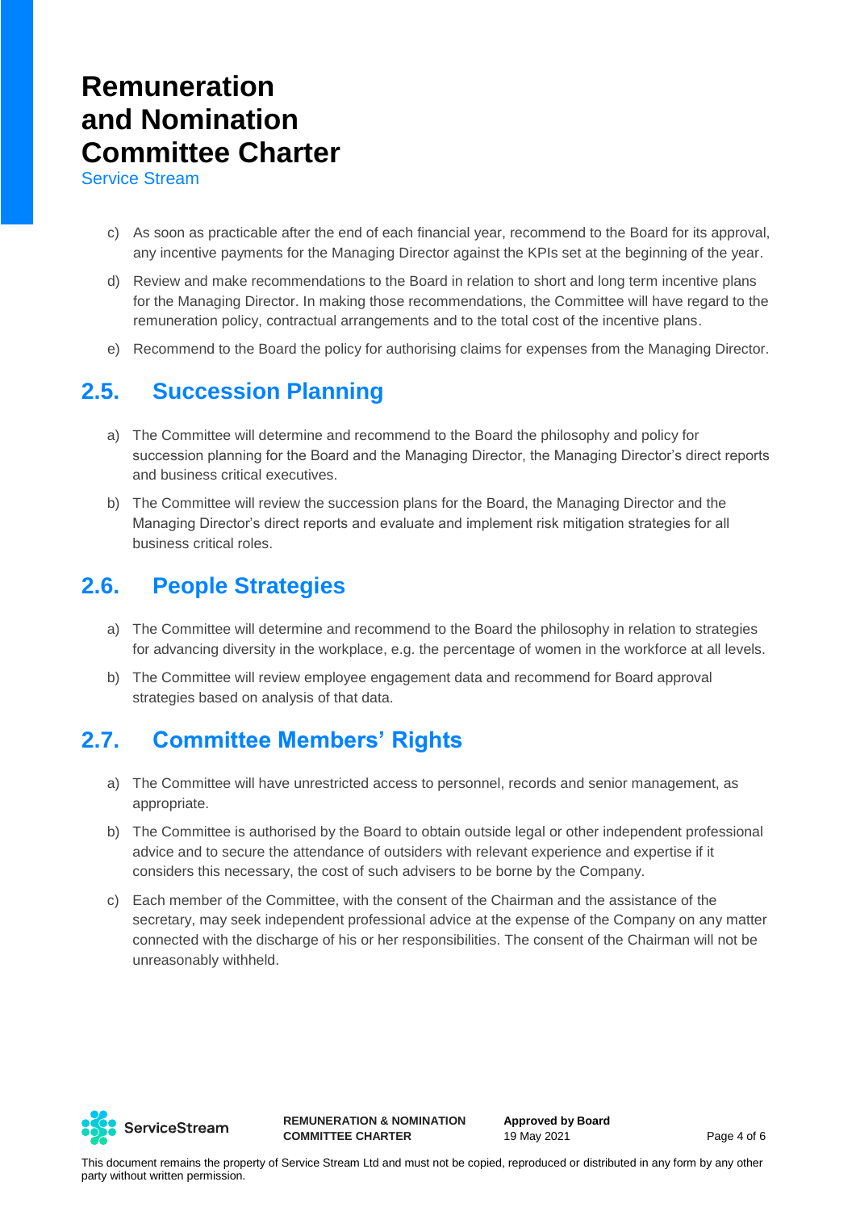c) As soon as practicable after the end of each financial year, recommend to the Board for its approval, any incentive payments for the Managing Director against the KPIs set at the beginning of the year.

d) Review and make recommendations to the Board in relation to short and long term incentive plans for the Managing Director. In making those recommendations, the Committee will have regard to the remuneration policy, contractual arrangements and to the total cost of the incentive plans.

e) Recommend to the Board the policy for authorising claims for expenses from the Managing Director.

## 2.5. Succession Planning

a) The Committee will determine and recommend to the Board the philosophy and policy for succession planning for the Board and the Managing Director, the Managing Director's direct reports and business critical executives.

b) The Committee will review the succession plans for the Board, the Managing Director and the Managing Director's direct reports and evaluate and implement risk mitigation strategies for all business critical roles.

## 2.6. People Strategies

a) The Committee will determine and recommend to the Board the philosophy in relation to strategies for advancing diversity in the workplace, e.g. the percentage of women in the workforce at all levels.

b) The Committee will review employee engagement data and recommend for Board approval strategies based on analysis of that data.

## 2.7. Committee Members' Rights

a) The Committee will have unrestricted access to personnel, records and senior management, as appropriate.

b) The Committee is authorised by the Board to obtain outside legal or other independent professional advice and to secure the attendance of outsiders with relevant experience and expertise if it considers this necessary, the cost of such advisers to be borne by the Company.

c) Each member of the Committee, with the consent of the Chairman and the assistance of the secretary, may seek independent professional advice at the expense of the Company on any matter connected with the discharge of his or her responsibilities. The consent of the Chairman will not be unreasonably withheld.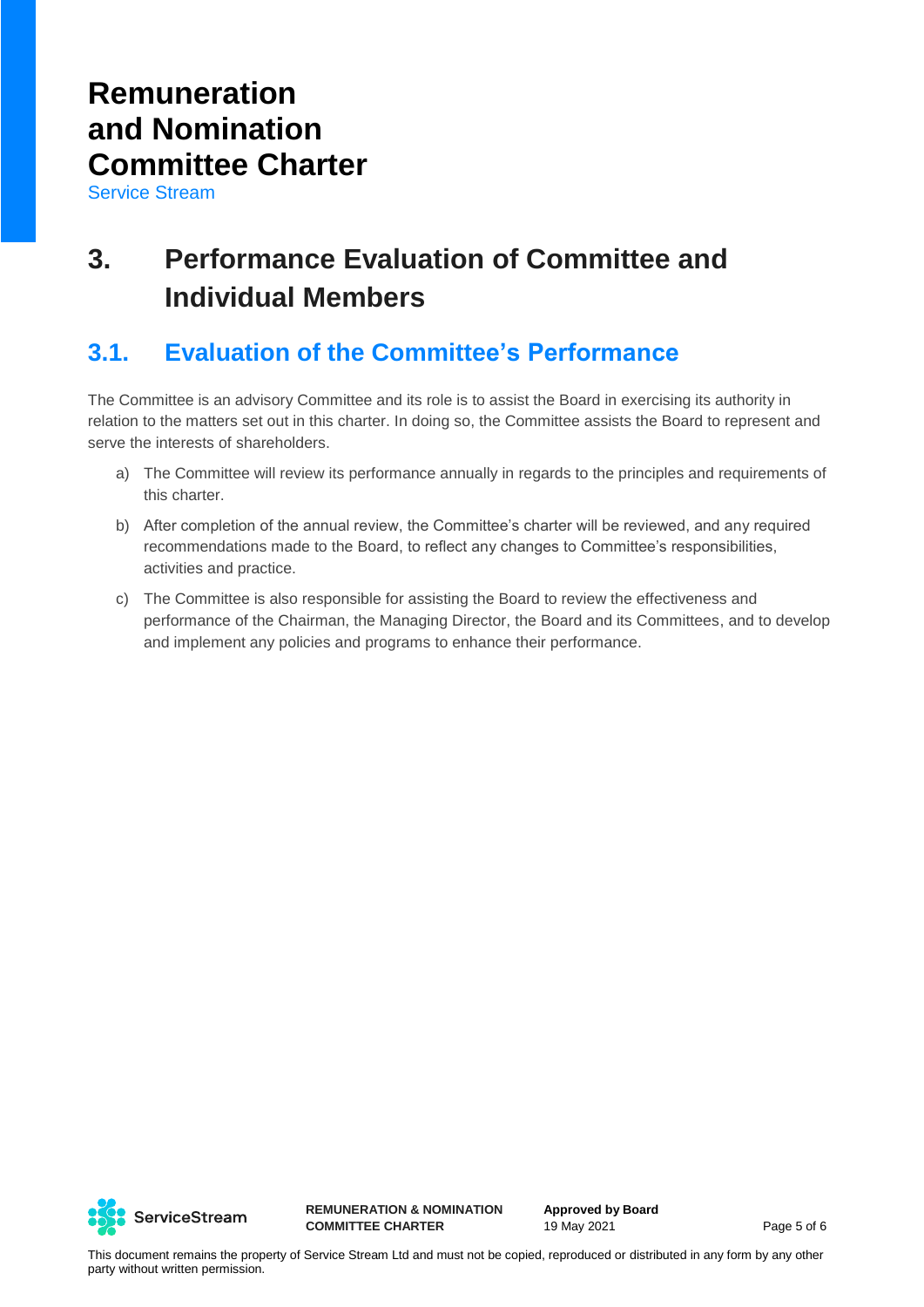## 3. Performance Evaluation of Committee and Individual Members

### 3.1. Evaluation of the Committee's Performance

The Committee is an advisory Committee and its role is to assist the Board in exercising its authority in relation to the matters set out in this charter. In doing so, the Committee assists the Board to represent and serve the interests of shareholders.

a) The Committee will review its performance annually in regards to the principles and requirements of this charter.

b) After completion of the annual review, the Committee's charter will be reviewed, and any required recommendations made to the Board, to reflect any changes to Committee's responsibilities, activities and practice.

c) The Committee is also responsible for assisting the Board to review the effectiveness and performance of the Chairman, the Managing Director, the Board and its Committees, and to develop and implement any policies and programs to enhance their performance.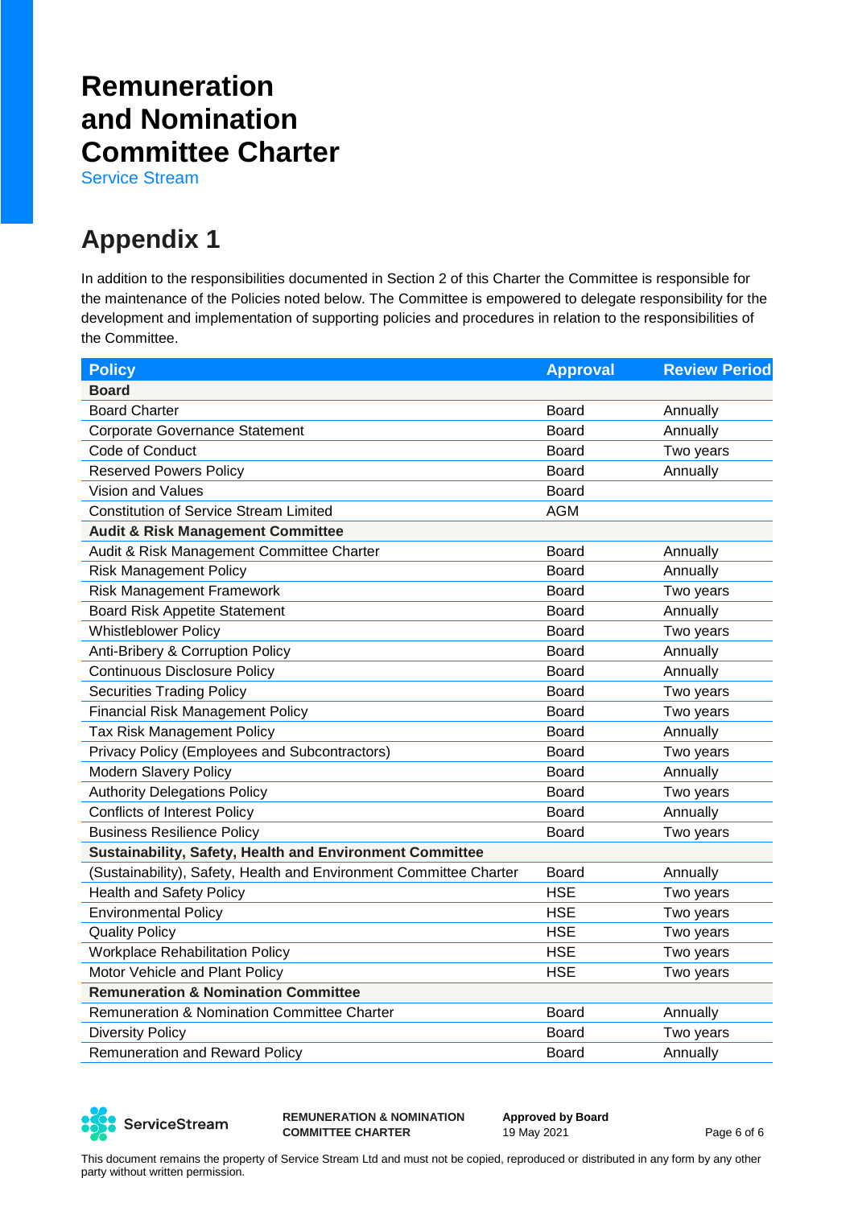# Remuneration and Nomination Committee Charter

Service Stream

## Appendix 1

In addition to the responsibilities documented in Section 2 of this Charter the Committee is responsible for the maintenance of the Policies noted below. The Committee is empowered to delegate responsibility for the development and implementation of supporting policies and procedures in relation to the responsibilities of the Committee.

| Policy | Approval | Review Period |
|---|---|---|
| **Board** | | |
| Board Charter | Board | Annually |
| Corporate Governance Statement | Board | Annually |
| Code of Conduct | Board | Two years |
| Reserved Powers Policy | Board | Annually |
| Vision and Values | Board | |
| Constitution of Service Stream Limited | AGM | |
| **Audit & Risk Management Committee** | | |
| Audit & Risk Management Committee Charter | Board | Annually |
| Risk Management Policy | Board | Annually |
| Risk Management Framework | Board | Two years |
| Board Risk Appetite Statement | Board | Annually |
| Whistleblower Policy | Board | Two years |
| Anti-Bribery & Corruption Policy | Board | Annually |
| Continuous Disclosure Policy | Board | Annually |
| Securities Trading Policy | Board | Two years |
| Financial Risk Management Policy | Board | Two years |
| Tax Risk Management Policy | Board | Annually |
| Privacy Policy (Employees and Subcontractors) | Board | Two years |
| Modern Slavery Policy | Board | Annually |
| Authority Delegations Policy | Board | Two years |
| Conflicts of Interest Policy | Board | Annually |
| Business Resilience Policy | Board | Two years |
| **Sustainability, Safety, Health and Environment Committee** | | |
| (Sustainability), Safety, Health and Environment Committee Charter | Board | Annually |
| Health and Safety Policy | HSE | Two years |
| Environmental Policy | HSE | Two years |
| Quality Policy | HSE | Two years |
| Workplace Rehabilitation Policy | HSE | Two years |
| Motor Vehicle and Plant Policy | HSE | Two years |
| **Remuneration & Nomination Committee** | | |
| Remuneration & Nomination Committee Charter | Board | Annually |
| Diversity Policy | Board | Two years |
| Remuneration and Reward Policy | Board | Annually |

This document remains the property of Service Stream Ltd and must not be copied, reproduced or distributed in any form by any other party without written permission.